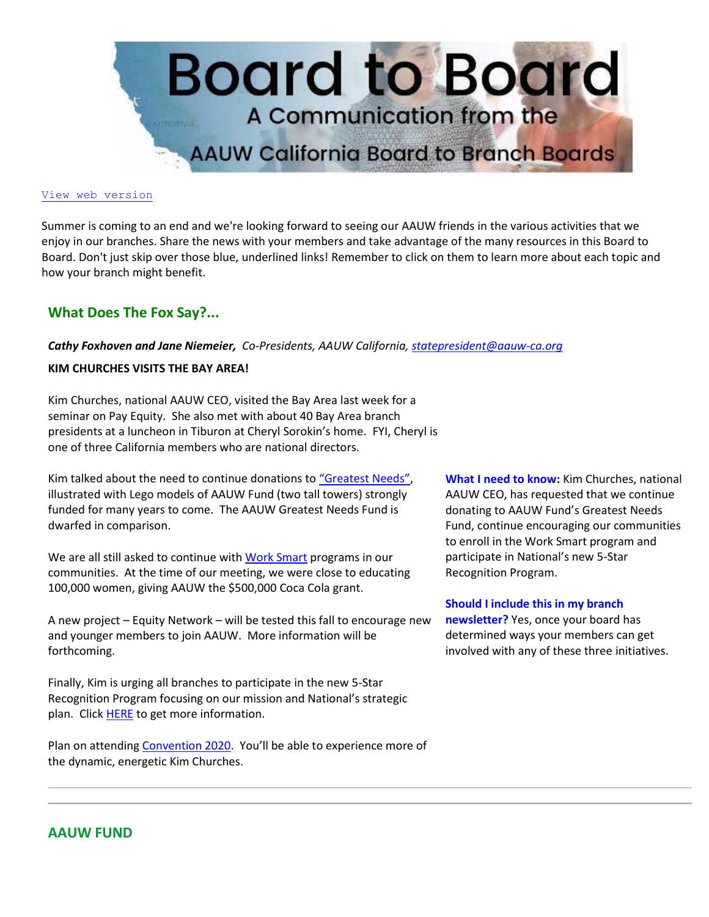# Board to Board

A Communication from the

AAUW California Board to Branch Boards

View web version

Summer is coming to an end and we're looking forward to seeing our AAUW friends in the various activities that we enjoy in our branches. Share the news with your members and take advantage of the many resources in this Board to Board. Don't just skip over those blue, underlined links! Remember to click on them to learn more about each topic and how your branch might benefit.

## What Does The Fox Say?...

***Cathy Foxhoven and Jane Niemeier,*** *Co-Presidents, AAUW California, statepresident@aauw-ca.org*

**KIM CHURCHES VISITS THE BAY AREA!**

Kim Churches, national AAUW CEO, visited the Bay Area last week for a seminar on Pay Equity. She also met with about 40 Bay Area branch presidents at a luncheon in Tiburon at Cheryl Sorokin's home. FYI, Cheryl is one of three California members who are national directors.

Kim talked about the need to continue donations to "Greatest Needs", illustrated with Lego models of AAUW Fund (two tall towers) strongly funded for many years to come. The AAUW Greatest Needs Fund is dwarfed in comparison.

We are all still asked to continue with Work Smart programs in our communities. At the time of our meeting, we were close to educating 100,000 women, giving AAUW the $500,000 Coca Cola grant.

A new project – Equity Network – will be tested this fall to encourage new and younger members to join AAUW. More information will be forthcoming.

Finally, Kim is urging all branches to participate in the new 5-Star Recognition Program focusing on our mission and National's strategic plan. Click HERE to get more information.

Plan on attending Convention 2020. You'll be able to experience more of the dynamic, energetic Kim Churches.

**What I need to know:** Kim Churches, national AAUW CEO, has requested that we continue donating to AAUW Fund's Greatest Needs Fund, continue encouraging our communities to enroll in the Work Smart program and participate in National's new 5-Star Recognition Program.

**Should I include this in my branch newsletter?** Yes, once your board has determined ways your members can get involved with any of these three initiatives.

---

## AAUW FUND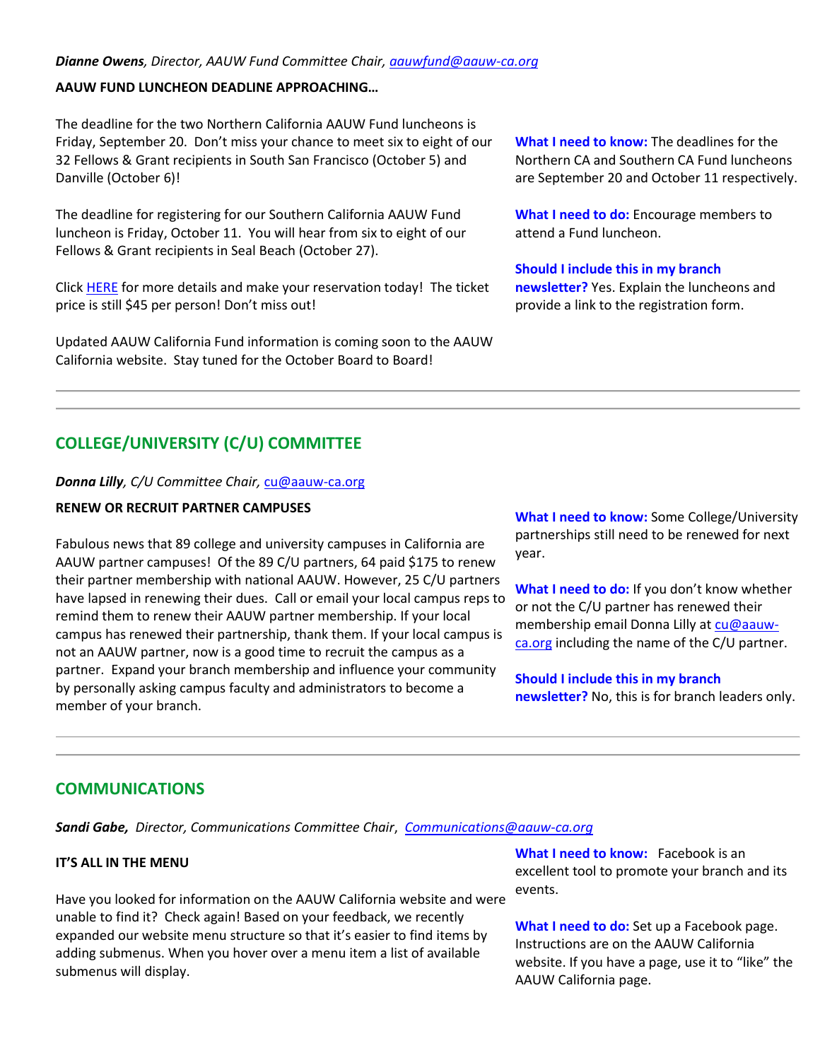***Dianne Owens**, Director, AAUW Fund Committee Chair, aauwfund@aauw-ca.org*

**AAUW FUND LUNCHEON DEADLINE APPROACHING…**

The deadline for the two Northern California AAUW Fund luncheons is Friday, September 20. Don't miss your chance to meet six to eight of our 32 Fellows & Grant recipients in South San Francisco (October 5) and Danville (October 6)!

The deadline for registering for our Southern California AAUW Fund luncheon is Friday, October 11. You will hear from six to eight of our Fellows & Grant recipients in Seal Beach (October 27).

Click HERE for more details and make your reservation today! The ticket price is still $45 per person! Don't miss out!

Updated AAUW California Fund information is coming soon to the AAUW California website. Stay tuned for the October Board to Board!

**What I need to know:** The deadlines for the Northern CA and Southern CA Fund luncheons are September 20 and October 11 respectively.

**What I need to do:** Encourage members to attend a Fund luncheon.

**Should I include this in my branch newsletter?** Yes. Explain the luncheons and provide a link to the registration form.

---

## COLLEGE/UNIVERSITY (C/U) COMMITTEE

***Donna Lilly**, C/U Committee Chair, cu@aauw-ca.org*

**RENEW OR RECRUIT PARTNER CAMPUSES**

Fabulous news that 89 college and university campuses in California are AAUW partner campuses! Of the 89 C/U partners, 64 paid $175 to renew their partner membership with national AAUW. However, 25 C/U partners have lapsed in renewing their dues. Call or email your local campus reps to remind them to renew their AAUW partner membership. If your local campus has renewed their partnership, thank them. If your local campus is not an AAUW partner, now is a good time to recruit the campus as a partner. Expand your branch membership and influence your community by personally asking campus faculty and administrators to become a member of your branch.

**What I need to know:** Some College/University partnerships still need to be renewed for next year.

**What I need to do:** If you don't know whether or not the C/U partner has renewed their membership email Donna Lilly at cu@aauw-ca.org including the name of the C/U partner.

**Should I include this in my branch newsletter?** No, this is for branch leaders only.

---

## COMMUNICATIONS

***Sandi Gabe**, Director, Communications Committee Chair, Communications@aauw-ca.org*

**IT'S ALL IN THE MENU**

Have you looked for information on the AAUW California website and were unable to find it? Check again! Based on your feedback, we recently expanded our website menu structure so that it's easier to find items by adding submenus. When you hover over a menu item a list of available submenus will display.

**What I need to know:** Facebook is an excellent tool to promote your branch and its events.

**What I need to do:** Set up a Facebook page. Instructions are on the AAUW California website. If you have a page, use it to "like" the AAUW California page.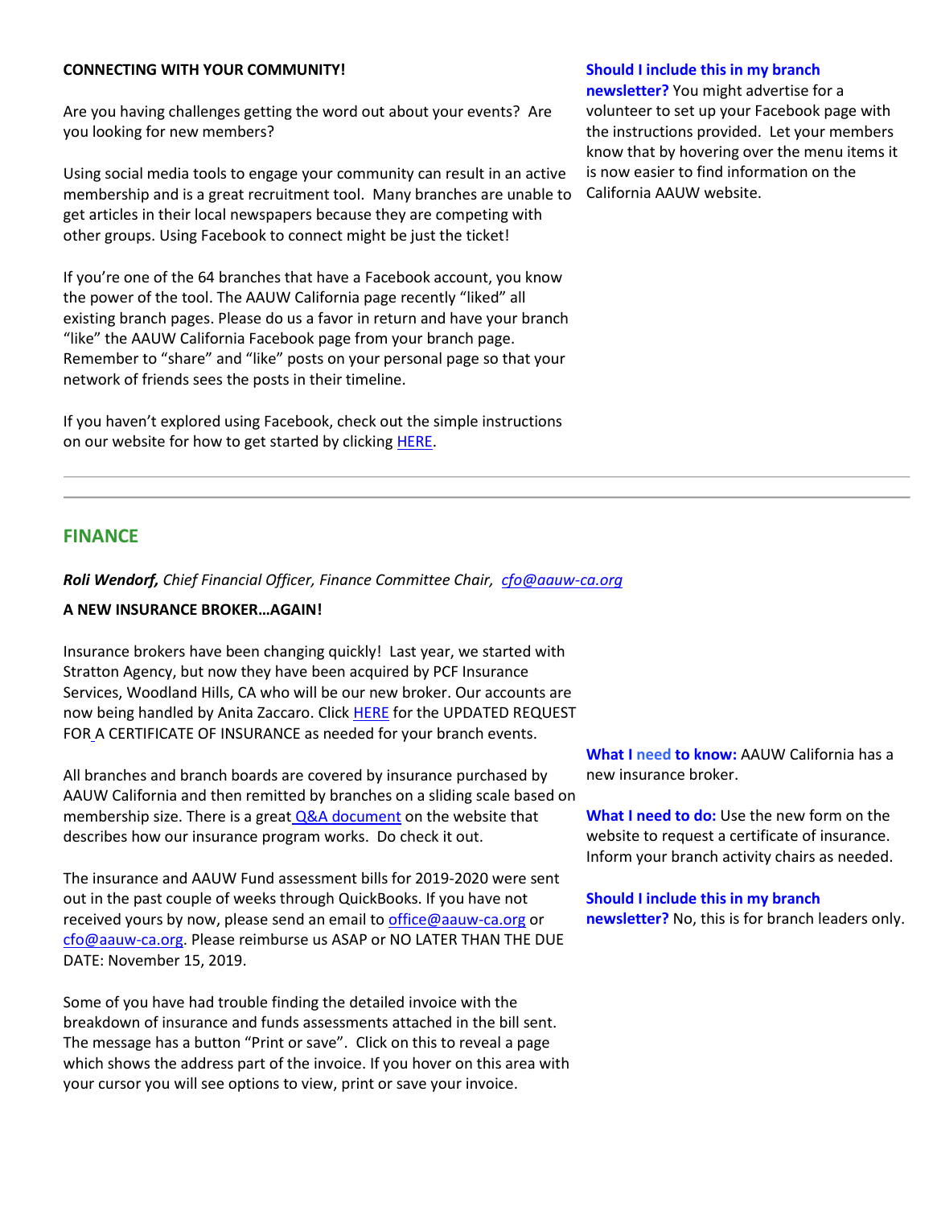**CONNECTING WITH YOUR COMMUNITY!**

Are you having challenges getting the word out about your events? Are you looking for new members?

Using social media tools to engage your community can result in an active membership and is a great recruitment tool. Many branches are unable to get articles in their local newspapers because they are competing with other groups. Using Facebook to connect might be just the ticket!

If you're one of the 64 branches that have a Facebook account, you know the power of the tool. The AAUW California page recently "liked" all existing branch pages. Please do us a favor in return and have your branch "like" the AAUW California Facebook page from your branch page. Remember to "share" and "like" posts on your personal page so that your network of friends sees the posts in their timeline.

If you haven't explored using Facebook, check out the simple instructions on our website for how to get started by clicking HERE.

**Should I include this in my branch newsletter?** You might advertise for a volunteer to set up your Facebook page with the instructions provided. Let your members know that by hovering over the menu items it is now easier to find information on the California AAUW website.

---

## FINANCE

***Roli Wendorf,*** *Chief Financial Officer, Finance Committee Chair, cfo@aauw-ca.org*

**A NEW INSURANCE BROKER…AGAIN!**

Insurance brokers have been changing quickly! Last year, we started with Stratton Agency, but now they have been acquired by PCF Insurance Services, Woodland Hills, CA who will be our new broker. Our accounts are now being handled by Anita Zaccaro. Click HERE for the UPDATED REQUEST FOR A CERTIFICATE OF INSURANCE as needed for your branch events.

All branches and branch boards are covered by insurance purchased by AAUW California and then remitted by branches on a sliding scale based on membership size. There is a great Q&A document on the website that describes how our insurance program works. Do check it out.

The insurance and AAUW Fund assessment bills for 2019-2020 were sent out in the past couple of weeks through QuickBooks. If you have not received yours by now, please send an email to office@aauw-ca.org or cfo@aauw-ca.org. Please reimburse us ASAP or NO LATER THAN THE DUE DATE: November 15, 2019.

Some of you have had trouble finding the detailed invoice with the breakdown of insurance and funds assessments attached in the bill sent. The message has a button "Print or save". Click on this to reveal a page which shows the address part of the invoice. If you hover on this area with your cursor you will see options to view, print or save your invoice.

**What I need to know:** AAUW California has a new insurance broker.

**What I need to do:** Use the new form on the website to request a certificate of insurance. Inform your branch activity chairs as needed.

**Should I include this in my branch newsletter?** No, this is for branch leaders only.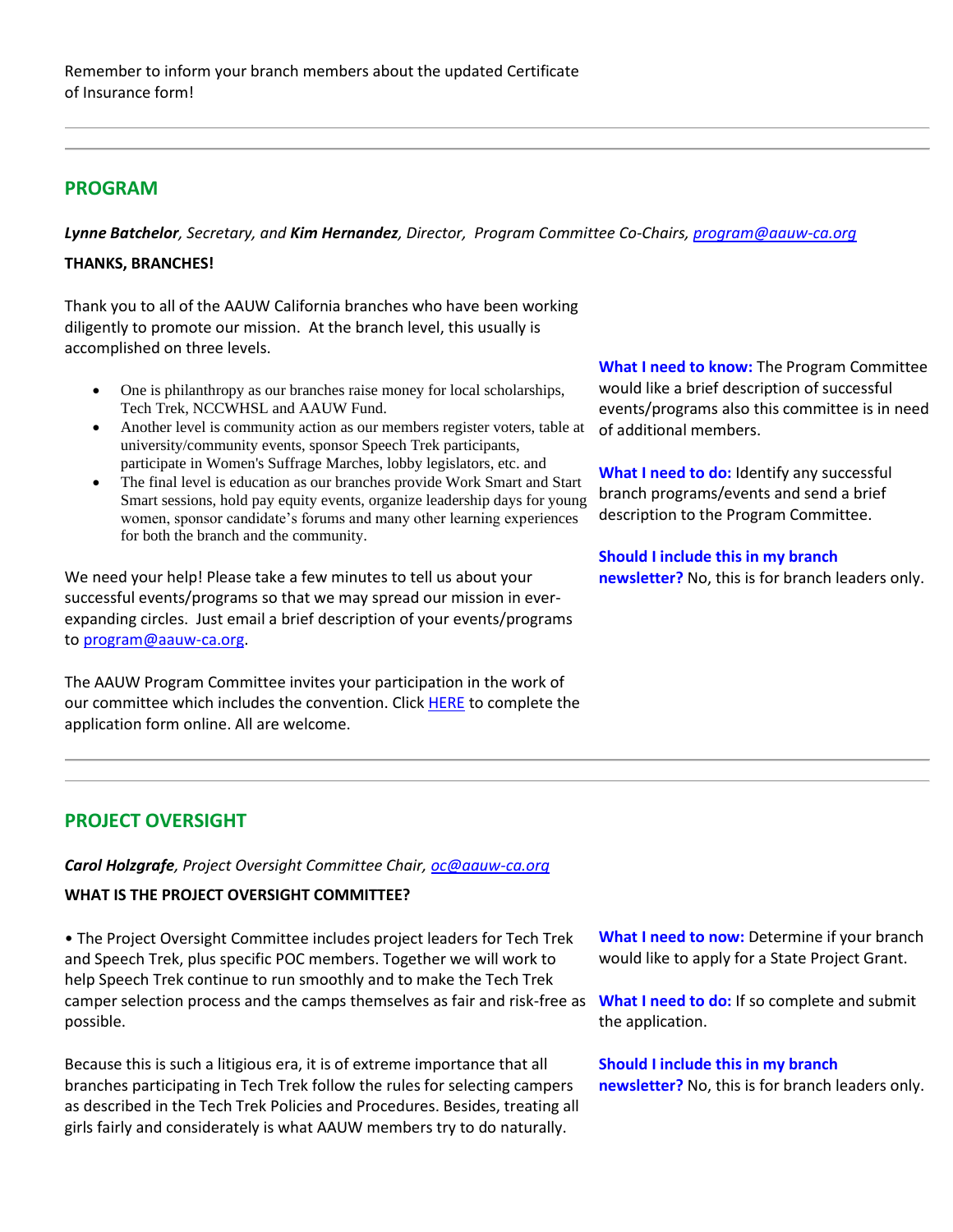Remember to inform your branch members about the updated Certificate of Insurance form!

---

## PROGRAM

***Lynne Batchelor**, Secretary, and **Kim Hernandez**, Director, Program Committee Co-Chairs, [program@aauw-ca.org](mailto:program@aauw-ca.org)*

**THANKS, BRANCHES!**

Thank you to all of the AAUW California branches who have been working diligently to promote our mission. At the branch level, this usually is accomplished on three levels.

- One is philanthropy as our branches raise money for local scholarships, Tech Trek, NCCWHSL and AAUW Fund.
- Another level is community action as our members register voters, table at university/community events, sponsor Speech Trek participants, participate in Women's Suffrage Marches, lobby legislators, etc. and
- The final level is education as our branches provide Work Smart and Start Smart sessions, hold pay equity events, organize leadership days for young women, sponsor candidate's forums and many other learning experiences for both the branch and the community.

We need your help! Please take a few minutes to tell us about your successful events/programs so that we may spread our mission in ever-expanding circles. Just email a brief description of your events/programs to [program@aauw-ca.org](mailto:program@aauw-ca.org).

The AAUW Program Committee invites your participation in the work of our committee which includes the convention. Click [HERE]() to complete the application form online. All are welcome.

**What I need to know:** The Program Committee would like a brief description of successful events/programs also this committee is in need of additional members.

**What I need to do:** Identify any successful branch programs/events and send a brief description to the Program Committee.

**Should I include this in my branch newsletter?** No, this is for branch leaders only.

---

## PROJECT OVERSIGHT

***Carol Holzgrafe**, Project Oversight Committee Chair, [oc@aauw-ca.org](mailto:oc@aauw-ca.org)*

**WHAT IS THE PROJECT OVERSIGHT COMMITTEE?**

• The Project Oversight Committee includes project leaders for Tech Trek and Speech Trek, plus specific POC members. Together we will work to help Speech Trek continue to run smoothly and to make the Tech Trek camper selection process and the camps themselves as fair and risk-free as possible.

Because this is such a litigious era, it is of extreme importance that all branches participating in Tech Trek follow the rules for selecting campers as described in the Tech Trek Policies and Procedures. Besides, treating all girls fairly and considerately is what AAUW members try to do naturally.

**What I need to now:** Determine if your branch would like to apply for a State Project Grant.

**What I need to do:** If so complete and submit the application.

**Should I include this in my branch newsletter?** No, this is for branch leaders only.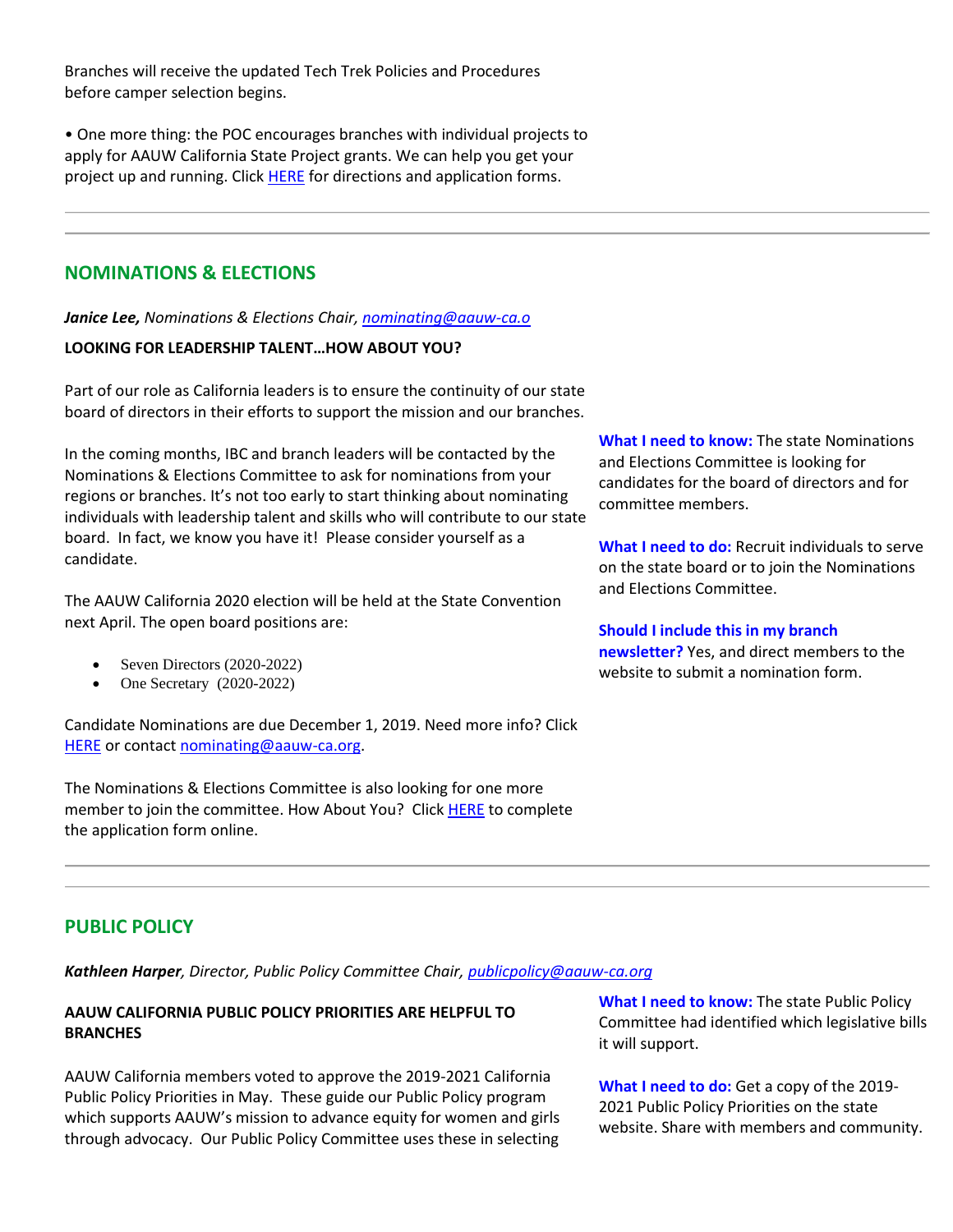Branches will receive the updated Tech Trek Policies and Procedures before camper selection begins.

• One more thing: the POC encourages branches with individual projects to apply for AAUW California State Project grants. We can help you get your project up and running. Click HERE for directions and application forms.

---

## NOMINATIONS & ELECTIONS

***Janice Lee,*** *Nominations & Elections Chair, nominating@aauw-ca.o*

**LOOKING FOR LEADERSHIP TALENT…HOW ABOUT YOU?**

Part of our role as California leaders is to ensure the continuity of our state board of directors in their efforts to support the mission and our branches.

In the coming months, IBC and branch leaders will be contacted by the Nominations & Elections Committee to ask for nominations from your regions or branches. It's not too early to start thinking about nominating individuals with leadership talent and skills who will contribute to our state board. In fact, we know you have it! Please consider yourself as a candidate.

The AAUW California 2020 election will be held at the State Convention next April. The open board positions are:

- Seven Directors (2020-2022)
- One Secretary (2020-2022)

Candidate Nominations are due December 1, 2019. Need more info? Click HERE or contact nominating@aauw-ca.org.

The Nominations & Elections Committee is also looking for one more member to join the committee. How About You? Click HERE to complete the application form online.

**What I need to know:** The state Nominations and Elections Committee is looking for candidates for the board of directors and for committee members.

**What I need to do:** Recruit individuals to serve on the state board or to join the Nominations and Elections Committee.

**Should I include this in my branch newsletter?** Yes, and direct members to the website to submit a nomination form.

---

## PUBLIC POLICY

***Kathleen Harper****, Director, Public Policy Committee Chair, publicpolicy@aauw-ca.org*

**AAUW CALIFORNIA PUBLIC POLICY PRIORITIES ARE HELPFUL TO BRANCHES**

AAUW California members voted to approve the 2019-2021 California Public Policy Priorities in May. These guide our Public Policy program which supports AAUW's mission to advance equity for women and girls through advocacy. Our Public Policy Committee uses these in selecting

**What I need to know:** The state Public Policy Committee had identified which legislative bills it will support.

**What I need to do:** Get a copy of the 2019-2021 Public Policy Priorities on the state website. Share with members and community.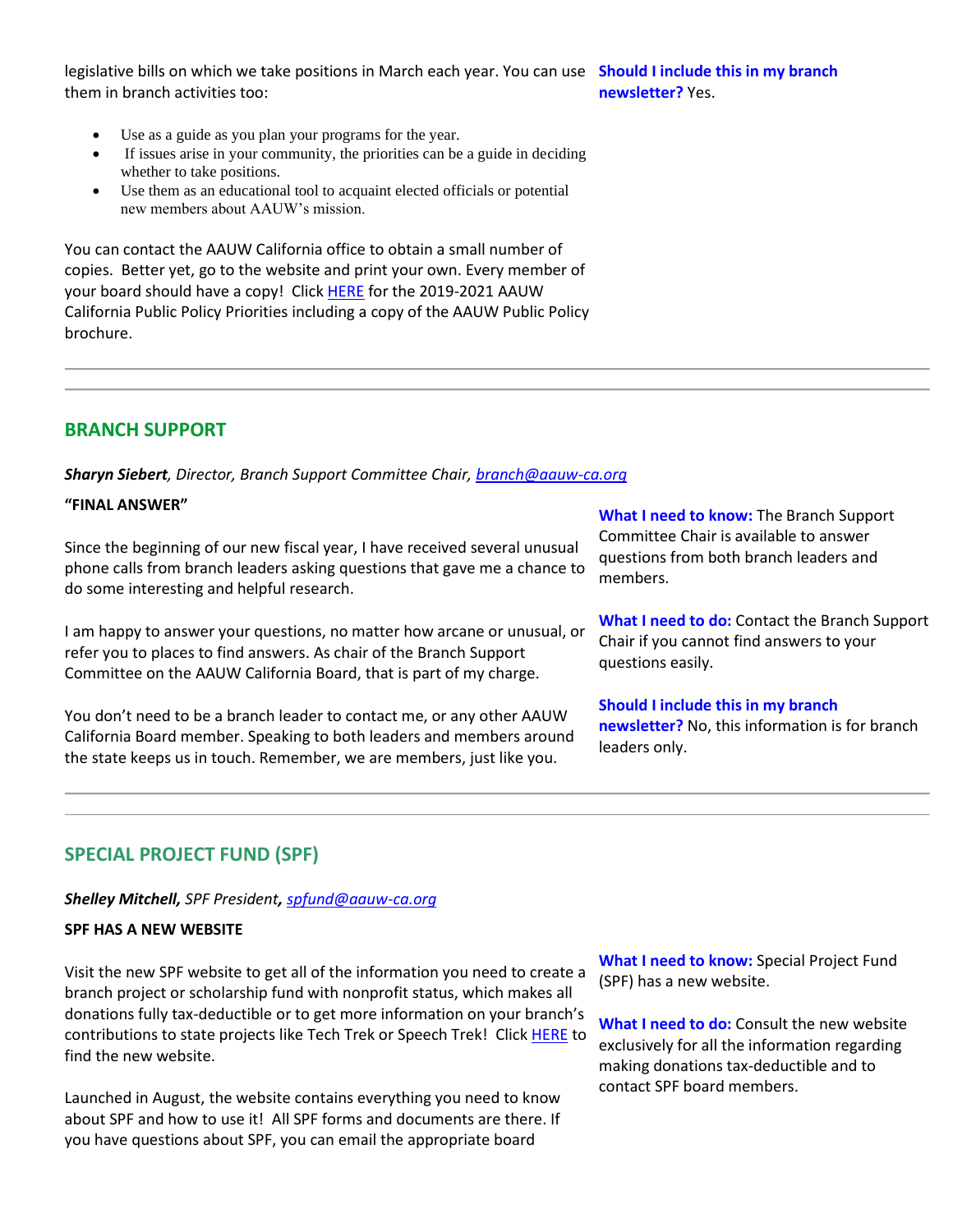legislative bills on which we take positions in March each year. You can use them in branch activities too:

- Use as a guide as you plan your programs for the year.
- If issues arise in your community, the priorities can be a guide in deciding whether to take positions.
- Use them as an educational tool to acquaint elected officials or potential new members about AAUW's mission.

You can contact the AAUW California office to obtain a small number of copies. Better yet, go to the website and print your own. Every member of your board should have a copy! Click HERE for the 2019-2021 AAUW California Public Policy Priorities including a copy of the AAUW Public Policy brochure.

**Should I include this in my branch newsletter?** Yes.

---

## BRANCH SUPPORT

***Sharyn Siebert**, Director, Branch Support Committee Chair, branch@aauw-ca.org*

**"FINAL ANSWER"**

Since the beginning of our new fiscal year, I have received several unusual phone calls from branch leaders asking questions that gave me a chance to do some interesting and helpful research.

I am happy to answer your questions, no matter how arcane or unusual, or refer you to places to find answers. As chair of the Branch Support Committee on the AAUW California Board, that is part of my charge.

You don't need to be a branch leader to contact me, or any other AAUW California Board member. Speaking to both leaders and members around the state keeps us in touch. Remember, we are members, just like you.

**What I need to know:** The Branch Support Committee Chair is available to answer questions from both branch leaders and members.

**What I need to do:** Contact the Branch Support Chair if you cannot find answers to your questions easily.

**Should I include this in my branch newsletter?** No, this information is for branch leaders only.

---

## SPECIAL PROJECT FUND (SPF)

***Shelley Mitchell**, SPF President, spfund@aauw-ca.org*

**SPF HAS A NEW WEBSITE**

Visit the new SPF website to get all of the information you need to create a branch project or scholarship fund with nonprofit status, which makes all donations fully tax-deductible or to get more information on your branch's contributions to state projects like Tech Trek or Speech Trek! Click HERE to find the new website.

Launched in August, the website contains everything you need to know about SPF and how to use it! All SPF forms and documents are there. If you have questions about SPF, you can email the appropriate board

**What I need to know:** Special Project Fund (SPF) has a new website.

**What I need to do:** Consult the new website exclusively for all the information regarding making donations tax-deductible and to contact SPF board members.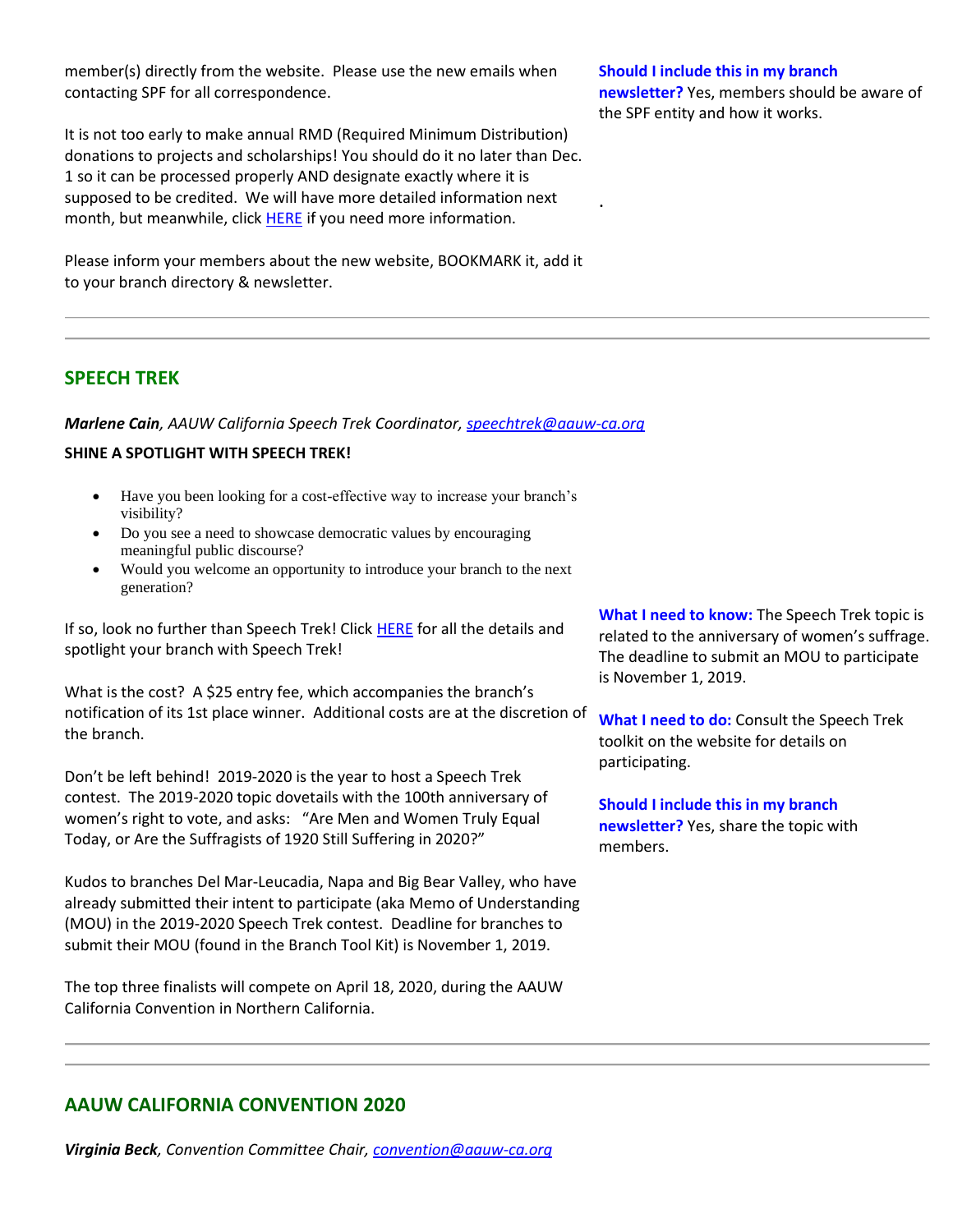member(s) directly from the website. Please use the new emails when contacting SPF for all correspondence.

It is not too early to make annual RMD (Required Minimum Distribution) donations to projects and scholarships! You should do it no later than Dec. 1 so it can be processed properly AND designate exactly where it is supposed to be credited. We will have more detailed information next month, but meanwhile, click HERE if you need more information.

Please inform your members about the new website, BOOKMARK it, add it to your branch directory & newsletter.

**Should I include this in my branch newsletter?** Yes, members should be aware of the SPF entity and how it works.

.

---

## SPEECH TREK

***Marlene Cain**, AAUW California Speech Trek Coordinator, speechtrek@aauw-ca.org*

**SHINE A SPOTLIGHT WITH SPEECH TREK!**

- Have you been looking for a cost-effective way to increase your branch's visibility?
- Do you see a need to showcase democratic values by encouraging meaningful public discourse?
- Would you welcome an opportunity to introduce your branch to the next generation?

If so, look no further than Speech Trek! Click HERE for all the details and spotlight your branch with Speech Trek!

What is the cost? A $25 entry fee, which accompanies the branch's notification of its 1st place winner. Additional costs are at the discretion of the branch.

Don't be left behind! 2019-2020 is the year to host a Speech Trek contest. The 2019-2020 topic dovetails with the 100th anniversary of women's right to vote, and asks: "Are Men and Women Truly Equal Today, or Are the Suffragists of 1920 Still Suffering in 2020?"

Kudos to branches Del Mar-Leucadia, Napa and Big Bear Valley, who have already submitted their intent to participate (aka Memo of Understanding (MOU) in the 2019-2020 Speech Trek contest. Deadline for branches to submit their MOU (found in the Branch Tool Kit) is November 1, 2019.

The top three finalists will compete on April 18, 2020, during the AAUW California Convention in Northern California.

**What I need to know:** The Speech Trek topic is related to the anniversary of women's suffrage. The deadline to submit an MOU to participate is November 1, 2019.

**What I need to do:** Consult the Speech Trek toolkit on the website for details on participating.

**Should I include this in my branch newsletter?** Yes, share the topic with members.

---

## AAUW CALIFORNIA CONVENTION 2020

***Virginia Beck**, Convention Committee Chair, convention@aauw-ca.org*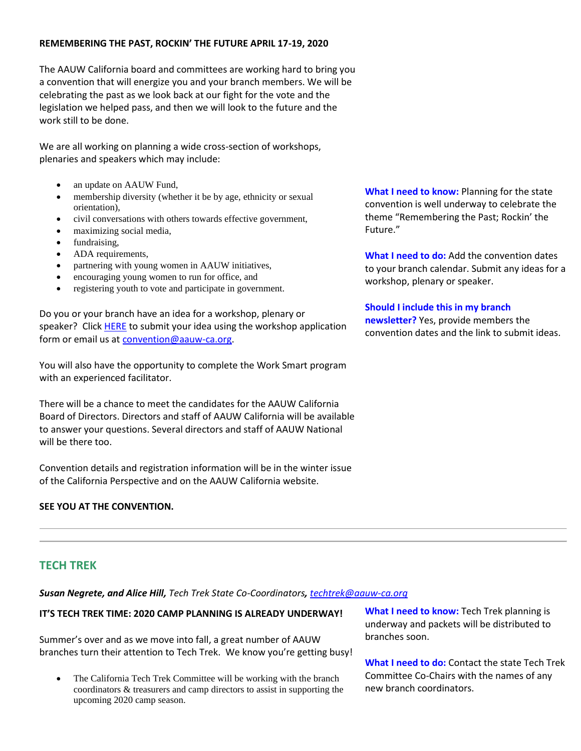**REMEMBERING THE PAST, ROCKIN' THE FUTURE APRIL 17-19, 2020**

The AAUW California board and committees are working hard to bring you a convention that will energize you and your branch members. We will be celebrating the past as we look back at our fight for the vote and the legislation we helped pass, and then we will look to the future and the work still to be done.

We are all working on planning a wide cross-section of workshops, plenaries and speakers which may include:

- an update on AAUW Fund,
- membership diversity (whether it be by age, ethnicity or sexual orientation),
- civil conversations with others towards effective government,
- maximizing social media,
- fundraising,
- ADA requirements,
- partnering with young women in AAUW initiatives,
- encouraging young women to run for office, and
- registering youth to vote and participate in government.

Do you or your branch have an idea for a workshop, plenary or speaker? Click HERE to submit your idea using the workshop application form or email us at convention@aauw-ca.org.

You will also have the opportunity to complete the Work Smart program with an experienced facilitator.

There will be a chance to meet the candidates for the AAUW California Board of Directors. Directors and staff of AAUW California will be available to answer your questions. Several directors and staff of AAUW National will be there too.

Convention details and registration information will be in the winter issue of the California Perspective and on the AAUW California website.

**SEE YOU AT THE CONVENTION.**

**What I need to know:** Planning for the state convention is well underway to celebrate the theme "Remembering the Past; Rockin' the Future."

**What I need to do:** Add the convention dates to your branch calendar. Submit any ideas for a workshop, plenary or speaker.

**Should I include this in my branch newsletter?** Yes, provide members the convention dates and the link to submit ideas.

---

## TECH TREK

***Susan Negrete, and Alice Hill,*** *Tech Trek State Co-Coordinators, techtrek@aauw-ca.org*

**IT'S TECH TREK TIME: 2020 CAMP PLANNING IS ALREADY UNDERWAY!**

Summer's over and as we move into fall, a great number of AAUW branches turn their attention to Tech Trek. We know you're getting busy!

- The California Tech Trek Committee will be working with the branch coordinators & treasurers and camp directors to assist in supporting the upcoming 2020 camp season.

**What I need to know:** Tech Trek planning is underway and packets will be distributed to branches soon.

**What I need to do:** Contact the state Tech Trek Committee Co-Chairs with the names of any new branch coordinators.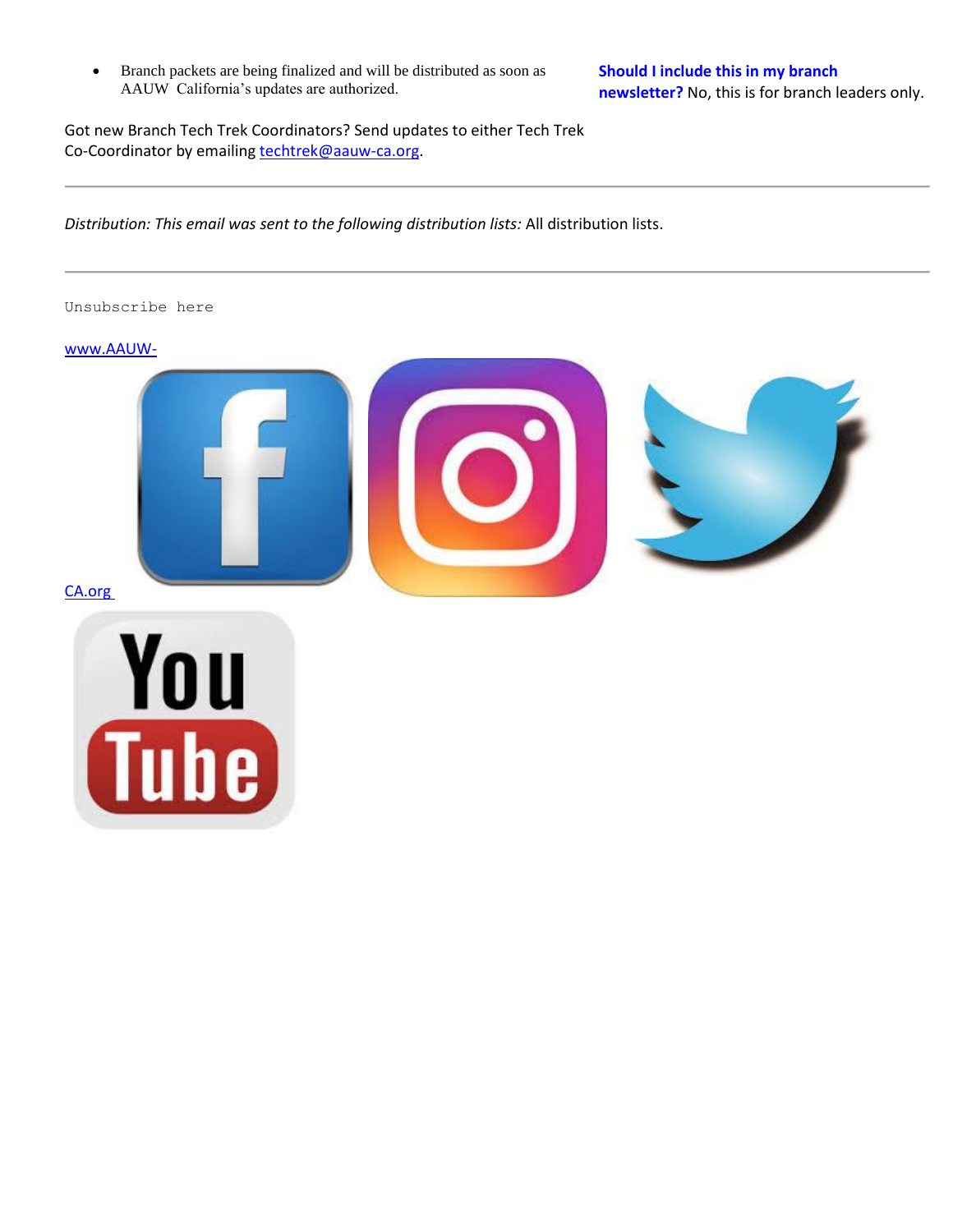- Branch packets are being finalized and will be distributed as soon as AAUW California's updates are authorized.

**Should I include this in my branch newsletter?** No, this is for branch leaders only.

Got new Branch Tech Trek Coordinators? Send updates to either Tech Trek Co-Coordinator by emailing techtrek@aauw-ca.org.

---

*Distribution: This email was sent to the following distribution lists:* All distribution lists.

---

Unsubscribe here

www.AAUW-CA.org